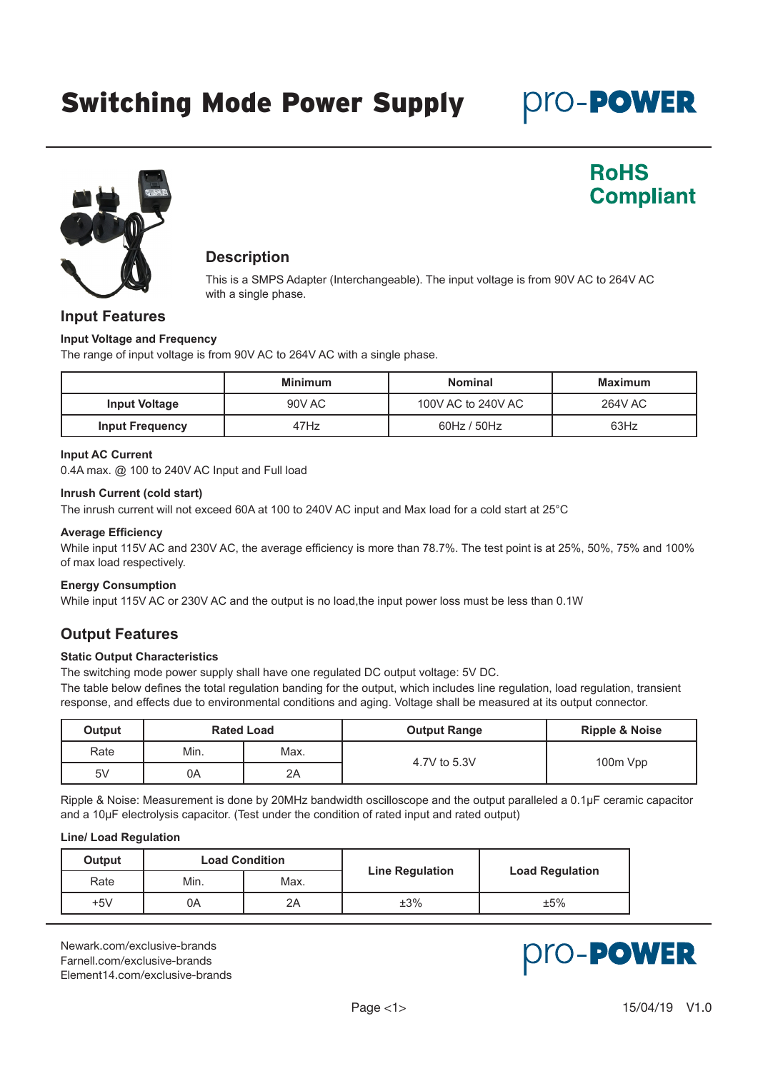# Switching Mode Power Supply

pro-POWER

**RoHS Compliant**

## Description

This is a SMPS Adapter (Interchangeable). The input voltage is from 90V AC to 264V AC with a single phase.

## Input Features

### Input Voltage and Frequency

The range of input voltage is from 90V AC to 264V AC with a single phase.

| | Minimum | Nominal | Maximum |
|---|---|---|---|
| **Input Voltage** | 90V AC | 100V AC to 240V AC | 264V AC |
| **Input Frequency** | 47Hz | 60Hz / 50Hz | 63Hz |

### Input AC Current

0.4A max. @ 100 to 240V AC Input and Full load

### Inrush Current (cold start)

The inrush current will not exceed 60A at 100 to 240V AC input and Max load for a cold start at 25°C

### Average Efficiency

While input 115V AC and 230V AC, the average efficiency is more than 78.7%. The test point is at 25%, 50%, 75% and 100% of max load respectively.

### Energy Consumption

While input 115V AC or 230V AC and the output is no load,the input power loss must be less than 0.1W

## Output Features

### Static Output Characteristics

The switching mode power supply shall have one regulated DC output voltage: 5V DC.

The table below defines the total regulation banding for the output, which includes line regulation, load regulation, transient response, and effects due to environmental conditions and aging. Voltage shall be measured at its output connector.

| Output | Rated Load | | Output Range | Ripple & Noise |
|---|---|---|---|---|
| Rate | Min. | Max. | 4.7V to 5.3V | 100m Vpp |
| 5V | 0A | 2A | | |

Ripple & Noise: Measurement is done by 20MHz bandwidth oscilloscope and the output paralleled a 0.1µF ceramic capacitor and a 10µF electrolysis capacitor. (Test under the condition of rated input and rated output)

### Line/ Load Regulation

| Output | Load Condition | | Line Regulation | Load Regulation |
|---|---|---|---|---|
| Rate | Min. | Max. | | |
| +5V | 0A | 2A | ±3% | ±5% |

Newark.com/exclusive-brands
Farnell.com/exclusive-brands
Element14.com/exclusive-brands

15/04/19 V1.0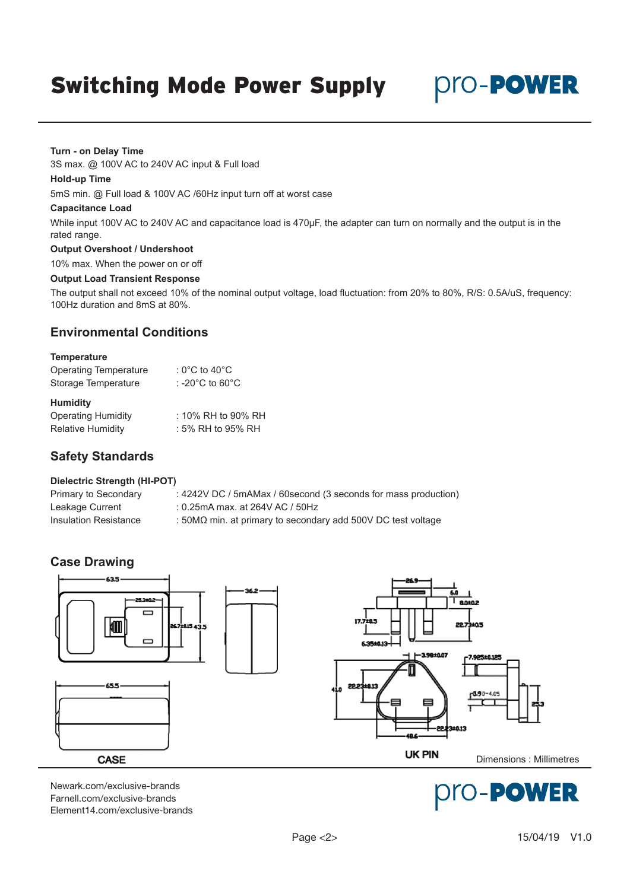# Switching Mode Power Supply

**Turn - on Delay Time**

3S max. @ 100V AC to 240V AC input & Full load

**Hold-up Time**

5mS min. @ Full load & 100V AC /60Hz input turn off at worst case

**Capacitance Load**

While input 100V AC to 240V AC and capacitance load is 470μF, the adapter can turn on normally and the output is in the rated range.

**Output Overshoot / Undershoot**

10% max. When the power on or off

**Output Load Transient Response**

The output shall not exceed 10% of the nominal output voltage, load fluctuation: from 20% to 80%, R/S: 0.5A/uS, frequency: 100Hz duration and 8mS at 80%.

## Environmental Conditions

**Temperature**

| | |
|---|---|
| Operating Temperature | : 0°C to 40°C |
| Storage Temperature | : -20°C to 60°C |

**Humidity**

| | |
|---|---|
| Operating Humidity | : 10% RH to 90% RH |
| Relative Humidity | : 5% RH to 95% RH |

## Safety Standards

**Dielectric Strength (HI-POT)**

| | |
|---|---|
| Primary to Secondary | : 4242V DC / 5mAMax / 60second (3 seconds for mass production) |
| Leakage Current | : 0.25mA max. at 264V AC / 50Hz |
| Insulation Resistance | : 50MΩ min. at primary to secondary add 500V DC test voltage |

## Case Drawing

CASE

UK PIN

Dimensions : Millimetres

Newark.com/exclusive-brands
Farnell.com/exclusive-brands
Element14.com/exclusive-brands

15/04/19 V1.0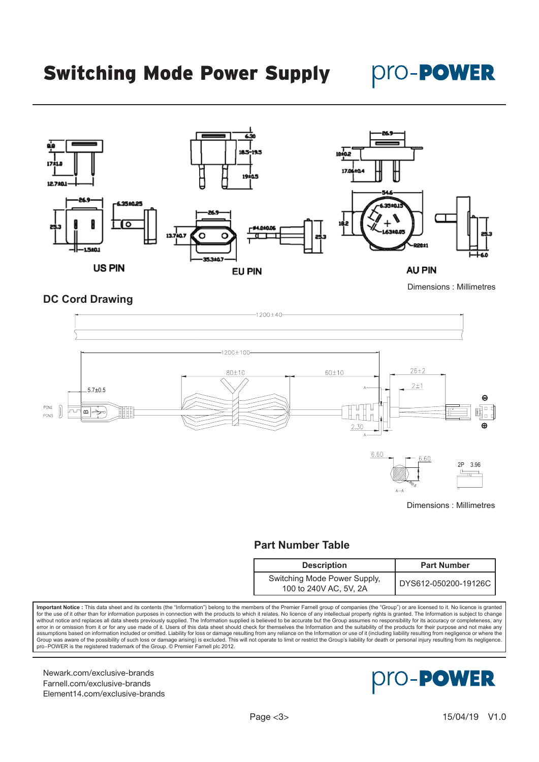# Switching Mode Power Supply

US PIN

EU PIN

AU PIN

Dimensions : Millimetres

## DC Cord Drawing

Dimensions : Millimetres

## Part Number Table

| Description | Part Number |
|---|---|
| Switching Mode Power Supply, 100 to 240V AC, 5V, 2A | DYS612-050200-19126C |

**Important Notice :** This data sheet and its contents (the "Information") belong to the members of the Premier Farnell group of companies (the "Group") or are licensed to it. No licence is granted for the use of it other than for information purposes in connection with the products to which it relates. No licence of any intellectual property rights is granted. The Information is subject to change without notice and replaces all data sheets previously supplied. The Information supplied is believed to be accurate but the Group assumes no responsibility for its accuracy or completeness, any error in or omission from it or for any use made of it. Users of this data sheet should check for themselves the Information and the suitability of the products for their purpose and not make any assumptions based on information included or omitted. Liability for loss or damage resulting from any reliance on the Information or use of it (including liability resulting from negligence or where the Group was aware of the possibility of such loss or damage arising) is excluded. This will not operate to limit or restrict the Group's liability for death or personal injury resulting from its negligence. pro-POWER is the registered trademark of the Group. © Premier Farnell plc 2012.

Newark.com/exclusive-brands
Farnell.com/exclusive-brands
Element14.com/exclusive-brands

15/04/19 V1.0